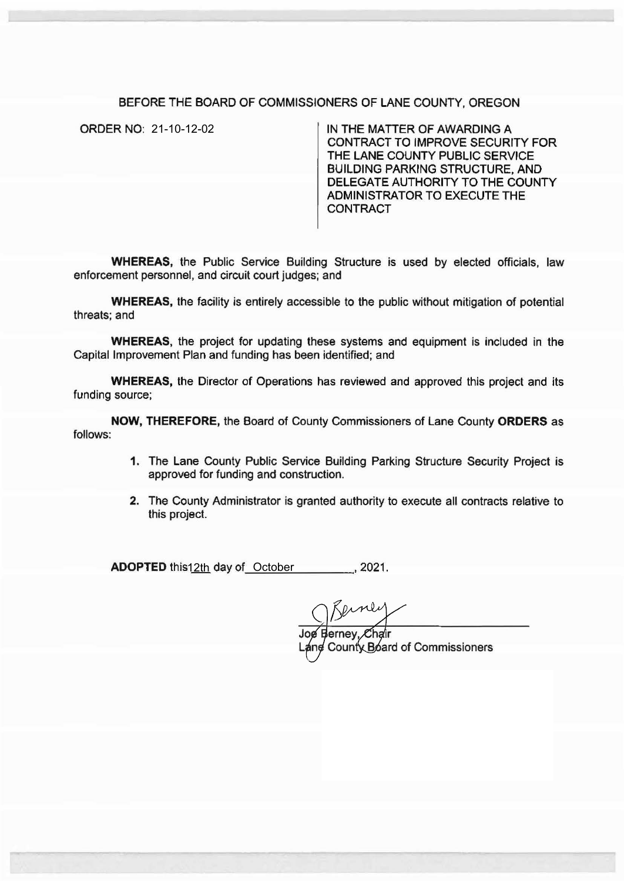BEFORE THE BOARD OF COMMISSIONERS OF LANE COUNTY, OREGON

ORDER NO: 21-10-12-02

IN THE MATTER OF AWARDING A CONTRACT TO IMPROVE SECURITY FOR THE LANE COUNTY PUBLIC SERVICE BUILDING PARKING STRUCTURE, AND DELEGATE AUTHORITY TO THE COUNTY ADMINISTRATOR TO EXECUTE THE CONTRACT

**WHEREAS,** the Public Service Building Structure is used by elected officials, law enforcement personnel, and circuit court judges; and

**WHEREAS,** the facility is entirely accessible to the public without mitigation of potential threats; and

**WHEREAS,** the project for updating these systems and equipment is included in the Capital Improvement Plan and funding has been identified; and

**WHEREAS,** the Director of Operations has reviewed and approved this project and its funding source;

**NOW, THEREFORE,** the Board of County Commissioners of Lane County **ORDERS** as follows:

1. The Lane County Public Service Building Parking Structure Security Project is approved for funding and construction.

2. The County Administrator is granted authority to execute all contracts relative to this project.

**ADOPTED** this 12th day of October, 2021.

Joe Berney, Chair
Lane County Board of Commissioners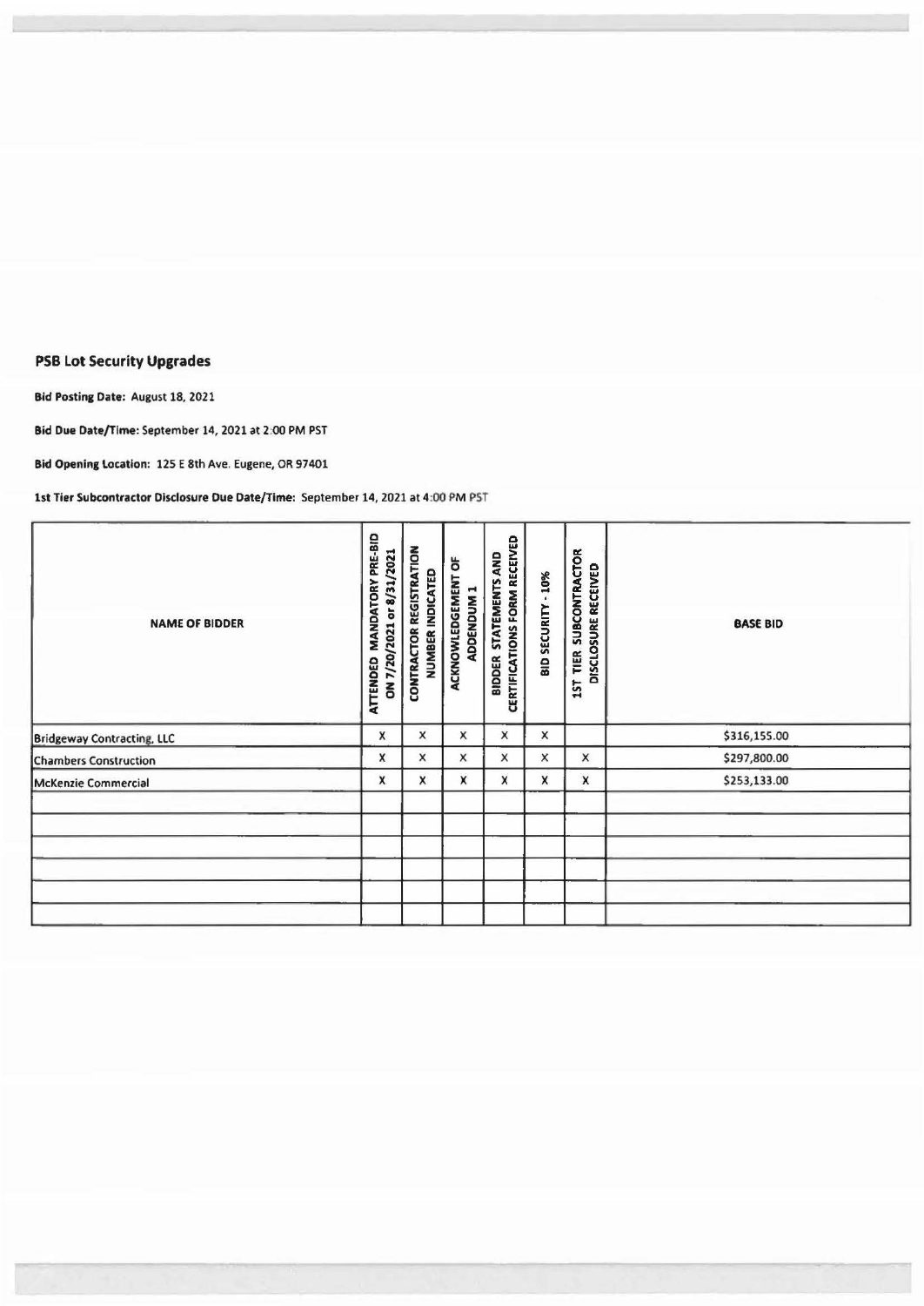## PSB Lot Security Upgrades

**Bid Posting Date:** August 18, 2021

**Bid Due Date/Time:** September 14, 2021 at 2:00 PM PST

**Bid Opening Location:** 125 E 8th Ave. Eugene, OR 97401

**1st Tier Subcontractor Disclosure Due Date/Time:** September 14, 2021 at 4:00 PM PST

| NAME OF BIDDER | ATTENDED MANDATORY PRE-BID ON 7/20/2021 or 8/31/2021 | CONTRACTOR REGISTRATION NUMBER INDICATED | ACKNOWLEDGEMENT OF ADDENDUM 1 | BIDDER STATEMENTS AND CERTIFICATIONS FORM RECEIVED | BID SECURITY - 10% | 1ST TIER SUBCONTRACTOR DISCLOSURE RECEIVED | BASE BID |
|---|---|---|---|---|---|---|---|
| Bridgeway Contracting, LLC | X | X | X | X | X | | $316,155.00 |
| Chambers Construction | X | X | X | X | X | X | $297,800.00 |
| McKenzie Commercial | X | X | X | X | X | X | $253,133.00 |
| | | | | | | | |
| | | | | | | | |
| | | | | | | | |
| | | | | | | | |
| | | | | | | | |
| | | | | | | | |